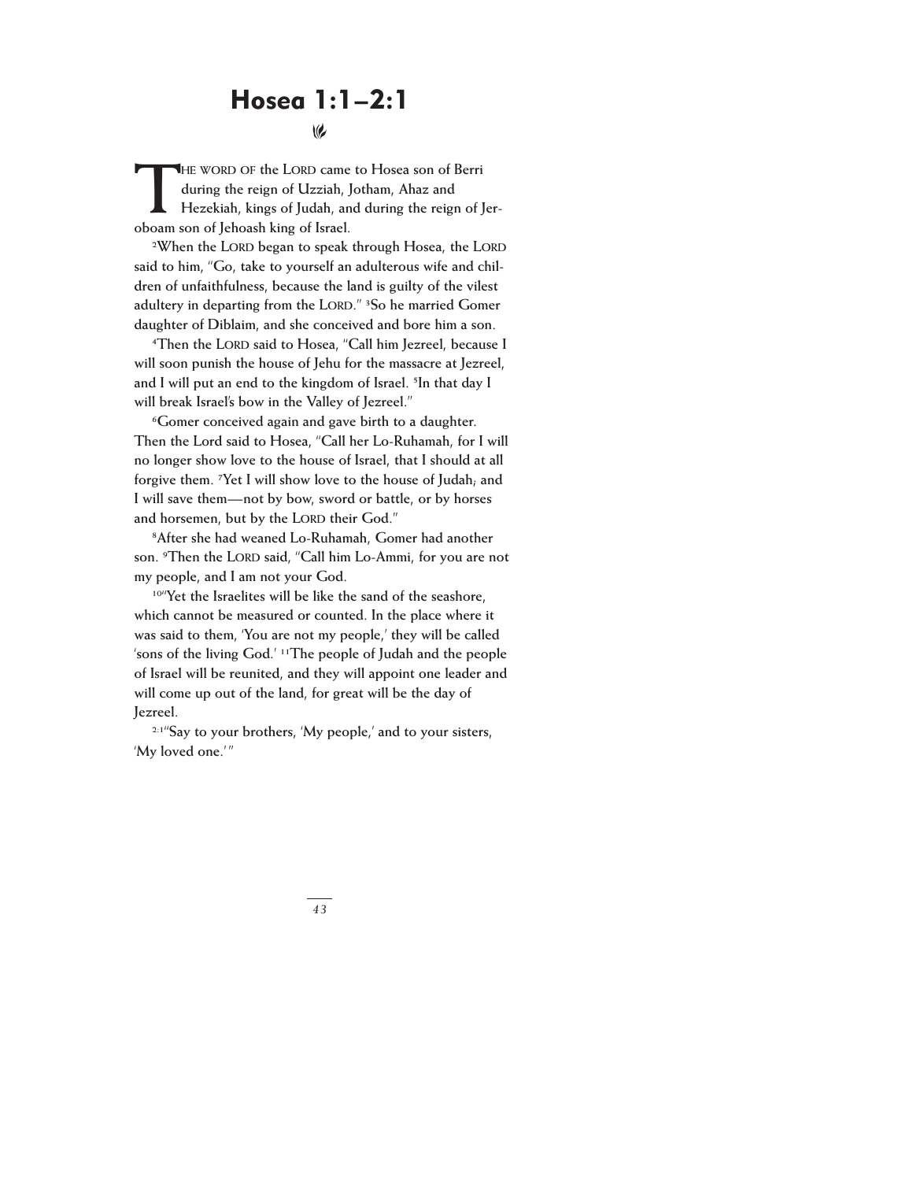# Hosea 1:1–2:1

THE WORD OF the LORD came to Hosea son of Berri during the reign of Uzziah, Jotham, Ahaz and Hezekiah, kings of Judah, and during the reign of Jeroboam son of Jehoash king of Israel.

[2]When the LORD began to speak through Hosea, the LORD said to him, "Go, take to yourself an adulterous wife and children of unfaithfulness, because the land is guilty of the vilest adultery in departing from the LORD." [3]So he married Gomer daughter of Diblaim, and she conceived and bore him a son.

[4]Then the LORD said to Hosea, "Call him Jezreel, because I will soon punish the house of Jehu for the massacre at Jezreel, and I will put an end to the kingdom of Israel. [5]In that day I will break Israel's bow in the Valley of Jezreel."

[6]Gomer conceived again and gave birth to a daughter. Then the Lord said to Hosea, "Call her Lo-Ruhamah, for I will no longer show love to the house of Israel, that I should at all forgive them. [7]Yet I will show love to the house of Judah; and I will save them—not by bow, sword or battle, or by horses and horsemen, but by the LORD their God."

[8]After she had weaned Lo-Ruhamah, Gomer had another son. [9]Then the LORD said, "Call him Lo-Ammi, for you are not my people, and I am not your God.

[10]"Yet the Israelites will be like the sand of the seashore, which cannot be measured or counted. In the place where it was said to them, 'You are not my people,' they will be called 'sons of the living God.' [11]The people of Judah and the people of Israel will be reunited, and they will appoint one leader and will come up out of the land, for great will be the day of Jezreel.

[2:1]"Say to your brothers, 'My people,' and to your sisters, 'My loved one.'"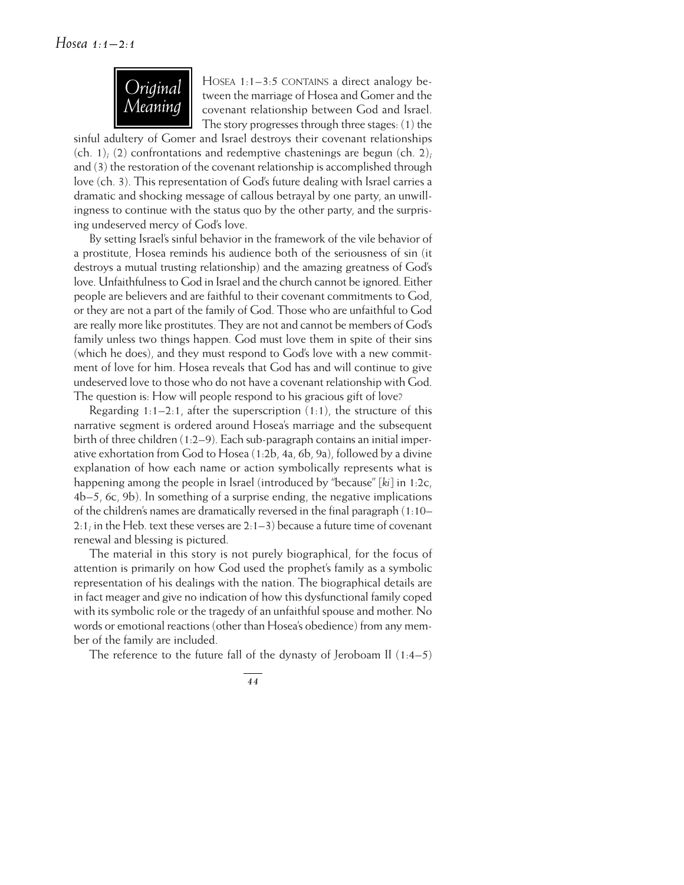## Original Meaning

HOSEA 1:1–3:5 CONTAINS a direct analogy between the marriage of Hosea and Gomer and the covenant relationship between God and Israel. The story progresses through three stages: (1) the sinful adultery of Gomer and Israel destroys their covenant relationships (ch. 1); (2) confrontations and redemptive chastenings are begun (ch. 2); and (3) the restoration of the covenant relationship is accomplished through love (ch. 3). This representation of God's future dealing with Israel carries a dramatic and shocking message of callous betrayal by one party, an unwillingness to continue with the status quo by the other party, and the surprising undeserved mercy of God's love.

By setting Israel's sinful behavior in the framework of the vile behavior of a prostitute, Hosea reminds his audience both of the seriousness of sin (it destroys a mutual trusting relationship) and the amazing greatness of God's love. Unfaithfulness to God in Israel and the church cannot be ignored. Either people are believers and are faithful to their covenant commitments to God, or they are not a part of the family of God. Those who are unfaithful to God are really more like prostitutes. They are not and cannot be members of God's family unless two things happen. God must love them in spite of their sins (which he does), and they must respond to God's love with a new commitment of love for him. Hosea reveals that God has and will continue to give undeserved love to those who do not have a covenant relationship with God. The question is: How will people respond to his gracious gift of love?

Regarding 1:1–2:1, after the superscription (1:1), the structure of this narrative segment is ordered around Hosea's marriage and the subsequent birth of three children (1:2–9). Each sub-paragraph contains an initial imperative exhortation from God to Hosea (1:2b, 4a, 6b, 9a), followed by a divine explanation of how each name or action symbolically represents what is happening among the people in Israel (introduced by "because" [*ki*] in 1:2c, 4b–5, 6c, 9b). In something of a surprise ending, the negative implications of the children's names are dramatically reversed in the final paragraph (1:10–2:1; in the Heb. text these verses are 2:1–3) because a future time of covenant renewal and blessing is pictured.

The material in this story is not purely biographical, for the focus of attention is primarily on how God used the prophet's family as a symbolic representation of his dealings with the nation. The biographical details are in fact meager and give no indication of how this dysfunctional family coped with its symbolic role or the tragedy of an unfaithful spouse and mother. No words or emotional reactions (other than Hosea's obedience) from any member of the family are included.

The reference to the future fall of the dynasty of Jeroboam II (1:4–5)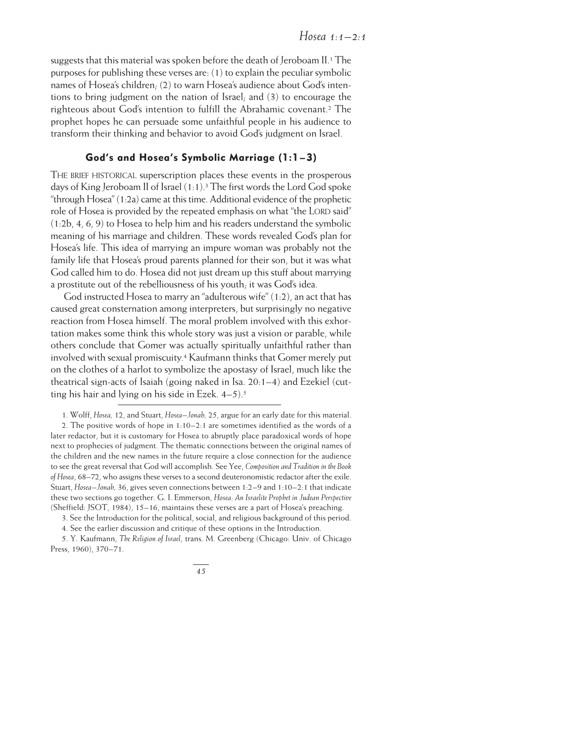suggests that this material was spoken before the death of Jeroboam II.[1] The purposes for publishing these verses are: (1) to explain the peculiar symbolic names of Hosea's children; (2) to warn Hosea's audience about God's intentions to bring judgment on the nation of Israel; and (3) to encourage the righteous about God's intention to fulfill the Abrahamic covenant.[2] The prophet hopes he can persuade some unfaithful people in his audience to transform their thinking and behavior to avoid God's judgment on Israel.

### God's and Hosea's Symbolic Marriage (1:1–3)

THE BRIEF HISTORICAL superscription places these events in the prosperous days of King Jeroboam II of Israel (1:1).[3] The first words the Lord God spoke "through Hosea" (1:2a) came at this time. Additional evidence of the prophetic role of Hosea is provided by the repeated emphasis on what "the LORD said" (1:2b, 4, 6, 9) to Hosea to help him and his readers understand the symbolic meaning of his marriage and children. These words revealed God's plan for Hosea's life. This idea of marrying an impure woman was probably not the family life that Hosea's proud parents planned for their son, but it was what God called him to do. Hosea did not just dream up this stuff about marrying a prostitute out of the rebelliousness of his youth; it was God's idea.

God instructed Hosea to marry an "adulterous wife" (1:2), an act that has caused great consternation among interpreters, but surprisingly no negative reaction from Hosea himself. The moral problem involved with this exhortation makes some think this whole story was just a vision or parable, while others conclude that Gomer was actually spiritually unfaithful rather than involved with sexual promiscuity.[4] Kaufmann thinks that Gomer merely put on the clothes of a harlot to symbolize the apostasy of Israel, much like the theatrical sign-acts of Isaiah (going naked in Isa. 20:1–4) and Ezekiel (cutting his hair and lying on his side in Ezek. 4–5).[5]

---

1. Wolff, *Hosea,* 12, and Stuart, *Hosea–Jonah,* 25, argue for an early date for this material.

2. The positive words of hope in 1:10–2:1 are sometimes identified as the words of a later redactor, but it is customary for Hosea to abruptly place paradoxical words of hope next to prophecies of judgment. The thematic connections between the original names of the children and the new names in the future require a close connection for the audience to see the great reversal that God will accomplish. See Yee, *Composition and Tradition in the Book of Hosea*, 68–72, who assigns these verses to a second deuteronomistic redactor after the exile. Stuart, *Hosea–Jonah,* 36, gives seven connections between 1:2–9 and 1:10–2:1 that indicate these two sections go together. G. I. Emmerson, *Hosea: An Israelite Prophet in Judean Perspective* (Sheffield: JSOT, 1984), 15–16, maintains these verses are a part of Hosea's preaching.

3. See the Introduction for the political, social, and religious background of this period.

4. See the earlier discussion and critique of these options in the Introduction.

5. Y. Kaufmann, *The Religion of Israel*, trans. M. Greenberg (Chicago: Univ. of Chicago Press, 1960), 370–71.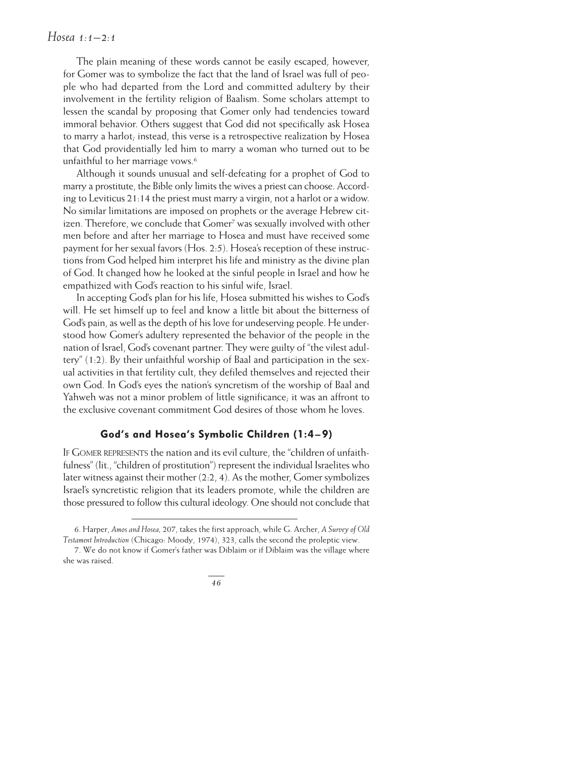The plain meaning of these words cannot be easily escaped, however, for Gomer was to symbolize the fact that the land of Israel was full of people who had departed from the Lord and committed adultery by their involvement in the fertility religion of Baalism. Some scholars attempt to lessen the scandal by proposing that Gomer only had tendencies toward immoral behavior. Others suggest that God did not specifically ask Hosea to marry a harlot; instead, this verse is a retrospective realization by Hosea that God providentially led him to marry a woman who turned out to be unfaithful to her marriage vows.[6]

Although it sounds unusual and self-defeating for a prophet of God to marry a prostitute, the Bible only limits the wives a priest can choose. According to Leviticus 21:14 the priest must marry a virgin, not a harlot or a widow. No similar limitations are imposed on prophets or the average Hebrew citizen. Therefore, we conclude that Gomer[7] was sexually involved with other men before and after her marriage to Hosea and must have received some payment for her sexual favors (Hos. 2:5). Hosea's reception of these instructions from God helped him interpret his life and ministry as the divine plan of God. It changed how he looked at the sinful people in Israel and how he empathized with God's reaction to his sinful wife, Israel.

In accepting God's plan for his life, Hosea submitted his wishes to God's will. He set himself up to feel and know a little bit about the bitterness of God's pain, as well as the depth of his love for undeserving people. He understood how Gomer's adultery represented the behavior of the people in the nation of Israel, God's covenant partner. They were guilty of "the vilest adultery" (1:2). By their unfaithful worship of Baal and participation in the sexual activities in that fertility cult, they defiled themselves and rejected their own God. In God's eyes the nation's syncretism of the worship of Baal and Yahweh was not a minor problem of little significance; it was an affront to the exclusive covenant commitment God desires of those whom he loves.

### God's and Hosea's Symbolic Children (1:4–9)

IF GOMER REPRESENTS the nation and its evil culture, the "children of unfaithfulness" (lit., "children of prostitution") represent the individual Israelites who later witness against their mother (2:2, 4). As the mother, Gomer symbolizes Israel's syncretistic religion that its leaders promote, while the children are those pressured to follow this cultural ideology. One should not conclude that

---

6. Harper, *Amos and Hosea*, 207, takes the first approach, while G. Archer, *A Survey of Old Testament Introduction* (Chicago: Moody, 1974), 323, calls the second the proleptic view.

7. We do not know if Gomer's father was Diblaim or if Diblaim was the village where she was raised.